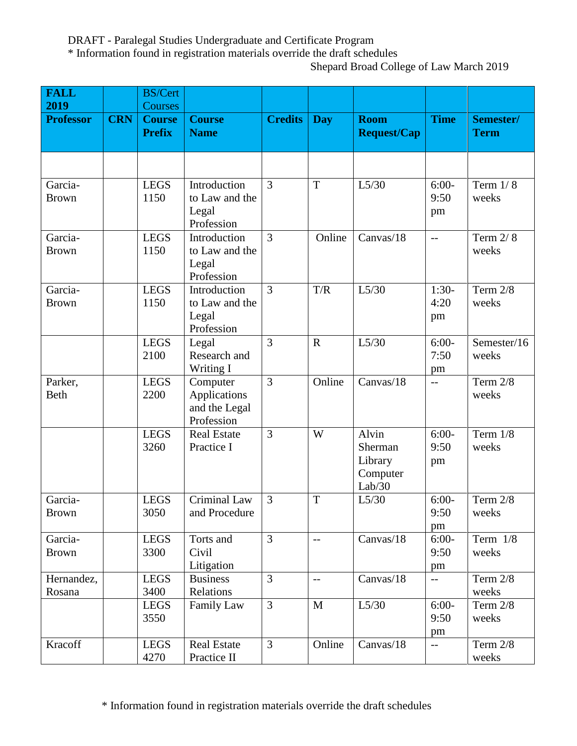DRAFT - Paralegal Studies Undergraduate and Certificate Program

* Information found in registration materials override the draft schedules

Shepard Broad College of Law March 2019

| **FALL 2019** | | BS/Cert Courses | | | | | | |
|---|---|---|---|---|---|---|---|---|
| **Professor** | **CRN** | **Course Prefix** | **Course Name** | **Credits** | **Day** | **Room Request/Cap** | **Time** | **Semester/ Term** |
| | | | | | | | | |
| Garcia-Brown | | LEGS 1150 | Introduction to Law and the Legal Profession | 3 | T | L5/30 | 6:00-9:50 pm | Term 1/ 8 weeks |
| Garcia-Brown | | LEGS 1150 | Introduction to Law and the Legal Profession | 3 | Online | Canvas/18 | -- | Term 2/ 8 weeks |
| Garcia-Brown | | LEGS 1150 | Introduction to Law and the Legal Profession | 3 | T/R | L5/30 | 1:30-4:20 pm | Term 2/8 weeks |
| | | LEGS 2100 | Legal Research and Writing I | 3 | R | L5/30 | 6:00-7:50 pm | Semester/16 weeks |
| Parker, Beth | | LEGS 2200 | Computer Applications and the Legal Profession | 3 | Online | Canvas/18 | -- | Term 2/8 weeks |
| | | LEGS 3260 | Real Estate Practice I | 3 | W | Alvin Sherman Library Computer Lab/30 | 6:00-9:50 pm | Term 1/8 weeks |
| Garcia-Brown | | LEGS 3050 | Criminal Law and Procedure | 3 | T | L5/30 | 6:00-9:50 pm | Term 2/8 weeks |
| Garcia-Brown | | LEGS 3300 | Torts and Civil Litigation | 3 | -- | Canvas/18 | 6:00-9:50 pm | Term 1/8 weeks |
| Hernandez, Rosana | | LEGS 3400 | Business Relations | 3 | -- | Canvas/18 | -- | Term 2/8 weeks |
| | | LEGS 3550 | Family Law | 3 | M | L5/30 | 6:00-9:50 pm | Term 2/8 weeks |
| Kracoff | | LEGS 4270 | Real Estate Practice II | 3 | Online | Canvas/18 | -- | Term 2/8 weeks |

* Information found in registration materials override the draft schedules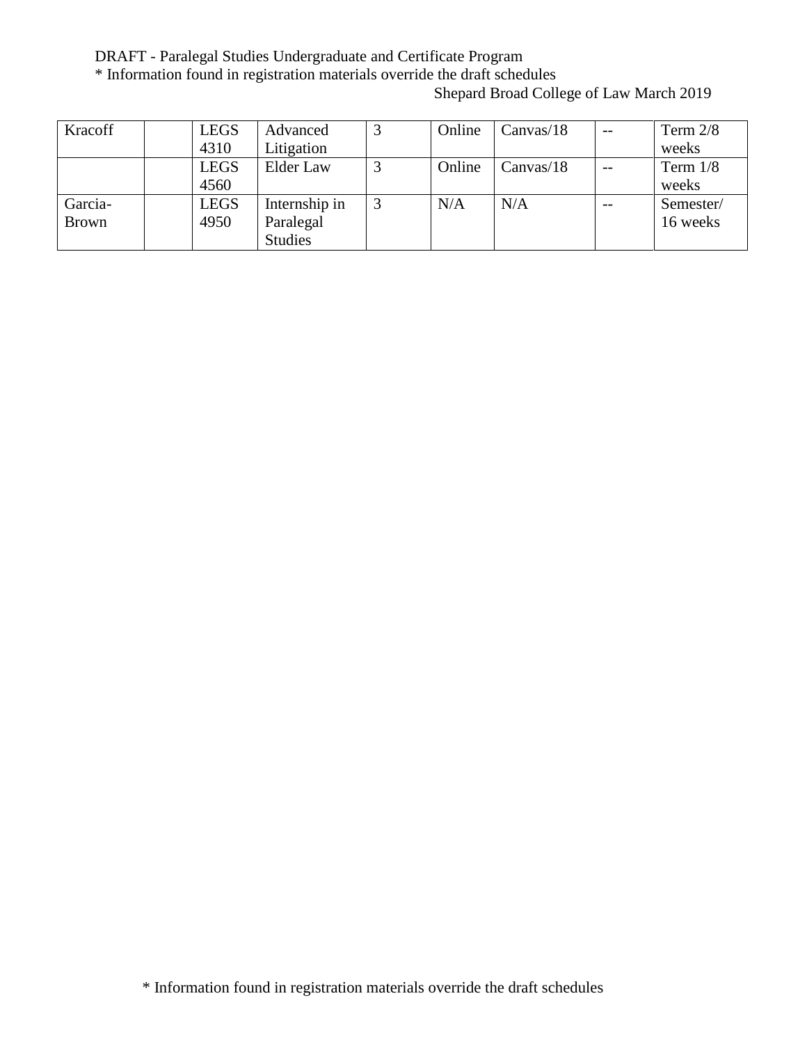| | | | | | | | | |
|---|---|---|---|---|---|---|---|---|
| Kracoff | | LEGS 4310 | Advanced Litigation | 3 | Online | Canvas/18 | -- | Term 2/8 weeks |
| | | LEGS 4560 | Elder Law | 3 | Online | Canvas/18 | -- | Term 1/8 weeks |
| Garcia-Brown | | LEGS 4950 | Internship in Paralegal Studies | 3 | N/A | N/A | -- | Semester/ 16 weeks |